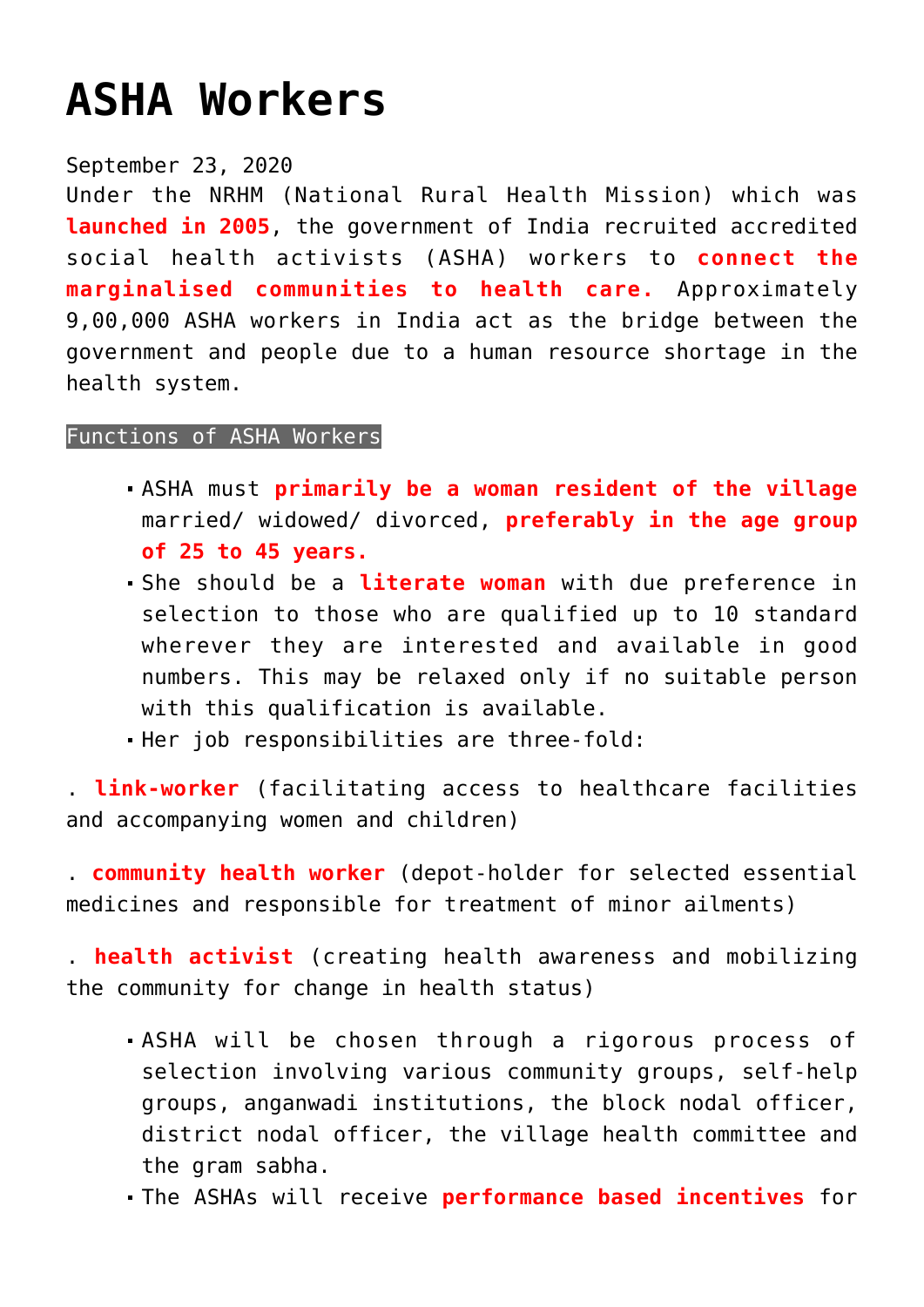# ASHA Workers

September 23, 2020

Under the NRHM (National Rural Health Mission) which was **launched in 2005**, the government of India recruited accredited social health activists (ASHA) workers to **connect the marginalised communities to health care.** Approximately 9,00,000 ASHA workers in India act as the bridge between the government and people due to a human resource shortage in the health system.

## Functions of ASHA Workers

- ASHA must **primarily be a woman resident of the village** married/ widowed/ divorced, **preferably in the age group of 25 to 45 years.**
- She should be a **literate woman** with due preference in selection to those who are qualified up to 10 standard wherever they are interested and available in good numbers. This may be relaxed only if no suitable person with this qualification is available.
- Her job responsibilities are three-fold:

. **link-worker** (facilitating access to healthcare facilities and accompanying women and children)

. **community health worker** (depot-holder for selected essential medicines and responsible for treatment of minor ailments)

. **health activist** (creating health awareness and mobilizing the community for change in health status)

- ASHA will be chosen through a rigorous process of selection involving various community groups, self-help groups, anganwadi institutions, the block nodal officer, district nodal officer, the village health committee and the gram sabha.
- The ASHAs will receive **performance based incentives** for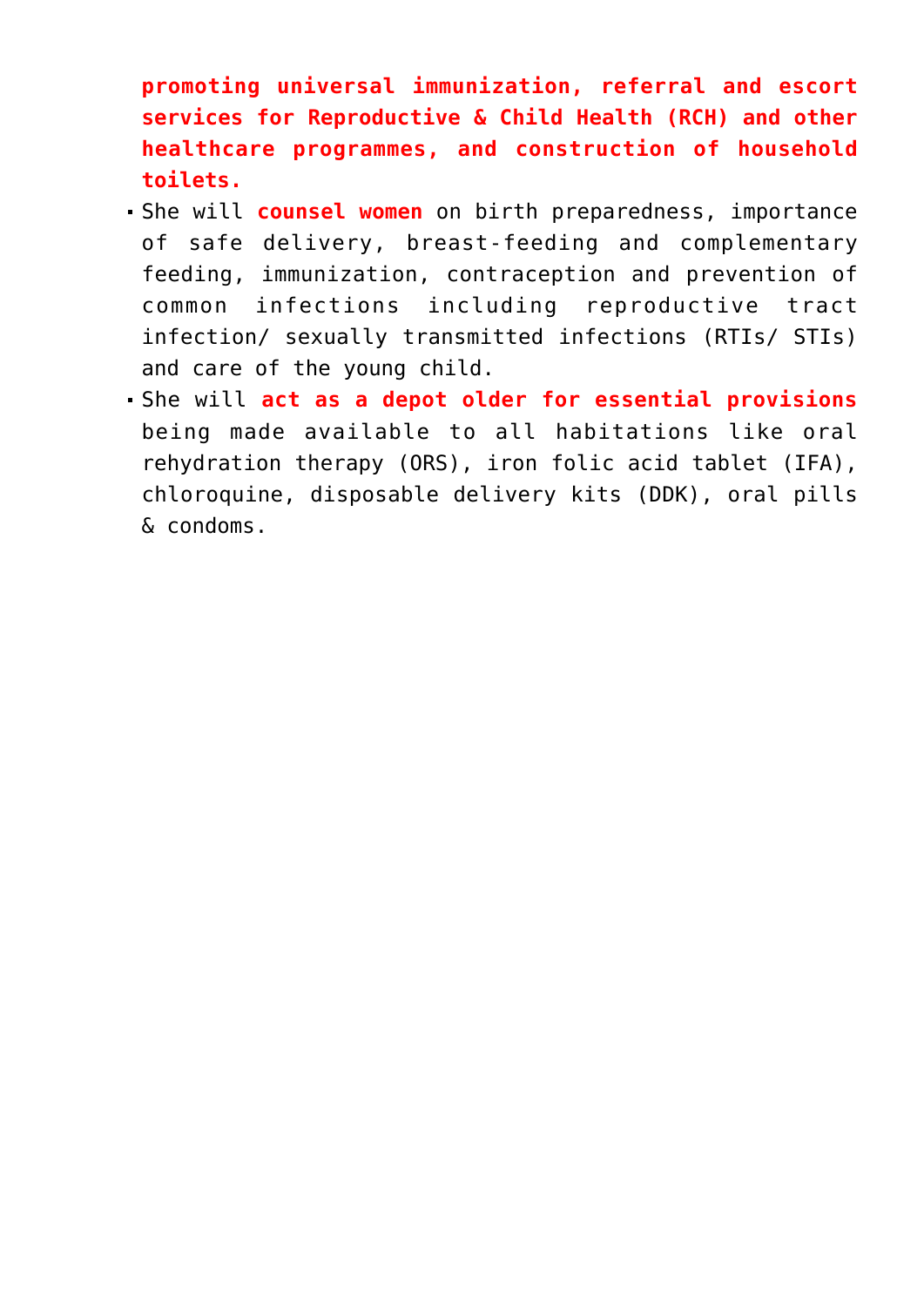**promoting universal immunization, referral and escort services for Reproductive & Child Health (RCH) and other healthcare programmes, and construction of household toilets.**

- She will **counsel women** on birth preparedness, importance of safe delivery, breast-feeding and complementary feeding, immunization, contraception and prevention of common infections including reproductive tract infection/ sexually transmitted infections (RTIs/ STIs) and care of the young child.
- She will **act as a depot older for essential provisions** being made available to all habitations like oral rehydration therapy (ORS), iron folic acid tablet (IFA), chloroquine, disposable delivery kits (DDK), oral pills & condoms.